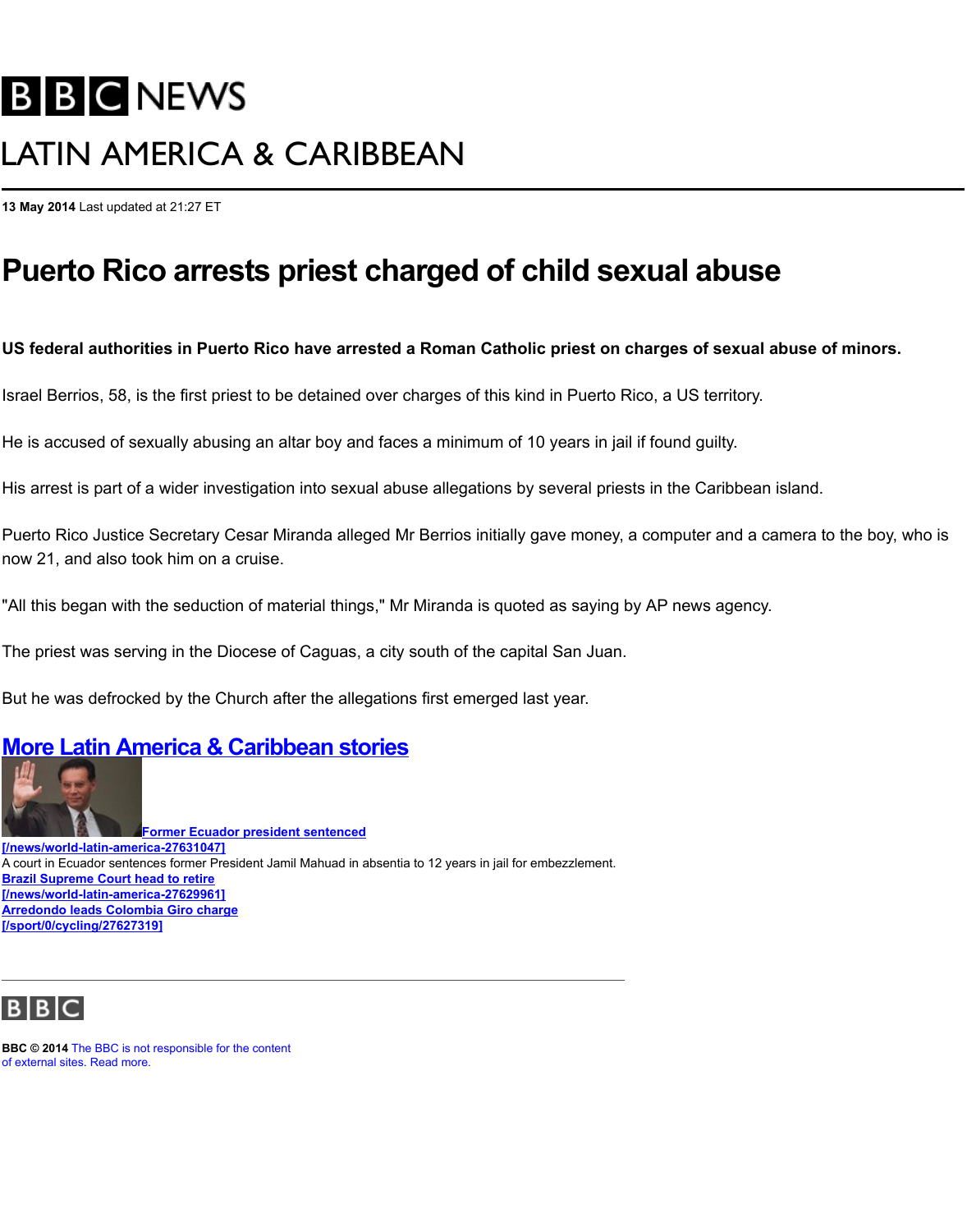# BBC NEWS

## LATIN AMERICA & CARIBBEAN

**13 May 2014** Last updated at 21:27 ET

# Puerto Rico arrests priest charged of child sexual abuse

**US federal authorities in Puerto Rico have arrested a Roman Catholic priest on charges of sexual abuse of minors.**

Israel Berrios, 58, is the first priest to be detained over charges of this kind in Puerto Rico, a US territory.

He is accused of sexually abusing an altar boy and faces a minimum of 10 years in jail if found guilty.

His arrest is part of a wider investigation into sexual abuse allegations by several priests in the Caribbean island.

Puerto Rico Justice Secretary Cesar Miranda alleged Mr Berrios initially gave money, a computer and a camera to the boy, who is now 21, and also took him on a cruise.

"All this began with the seduction of material things," Mr Miranda is quoted as saying by AP news agency.

The priest was serving in the Diocese of Caguas, a city south of the capital San Juan.

But he was defrocked by the Church after the allegations first emerged last year.

## More Latin America & Caribbean stories

**Former Ecuador president sentenced**
**[/news/world-latin-america-27631047]**
A court in Ecuador sentences former President Jamil Mahuad in absentia to 12 years in jail for embezzlement.

**Brazil Supreme Court head to retire**
**[/news/world-latin-america-27629961]**

**Arredondo leads Colombia Giro charge**
**[/sport/0/cycling/27627319]**

---

**BBC © 2014** The BBC is not responsible for the content of external sites. Read more.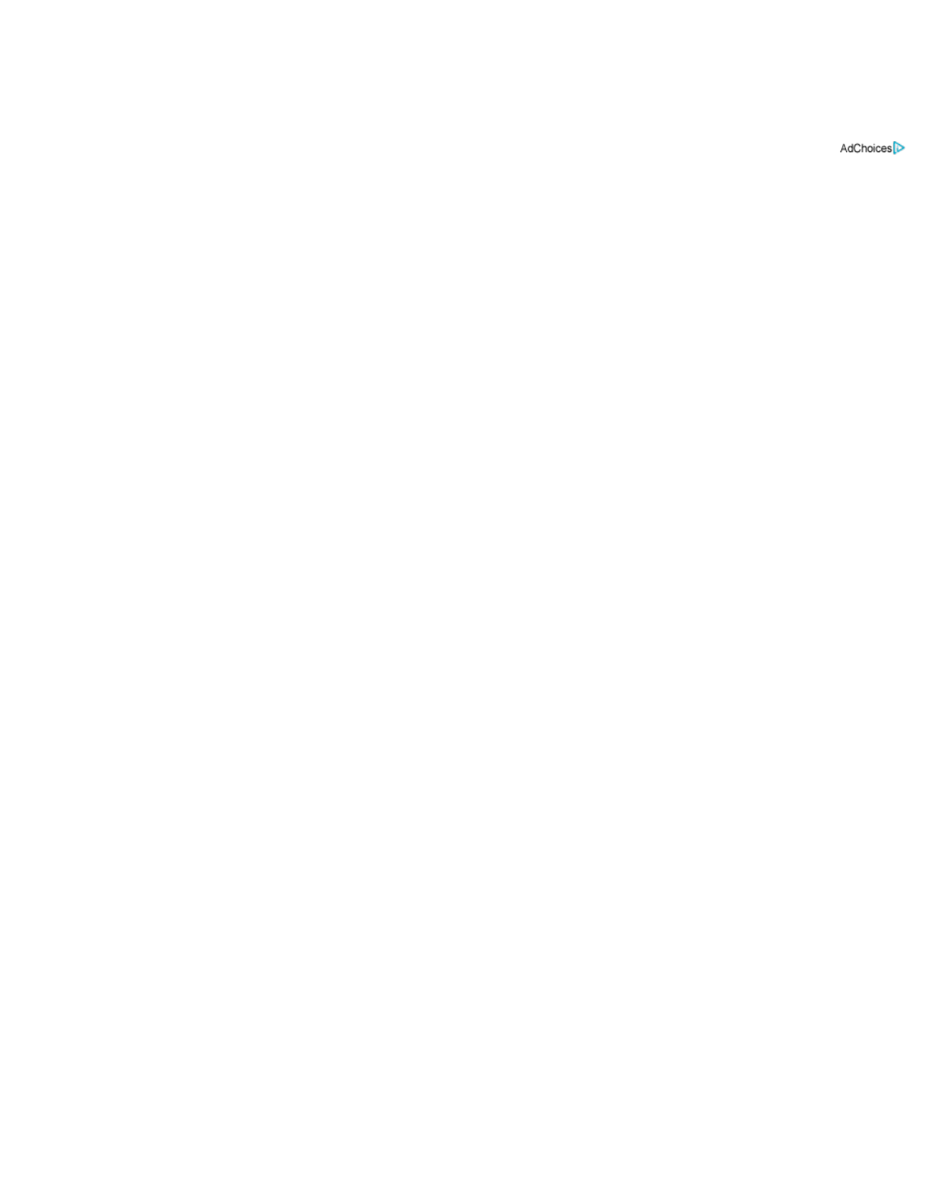AdChoices